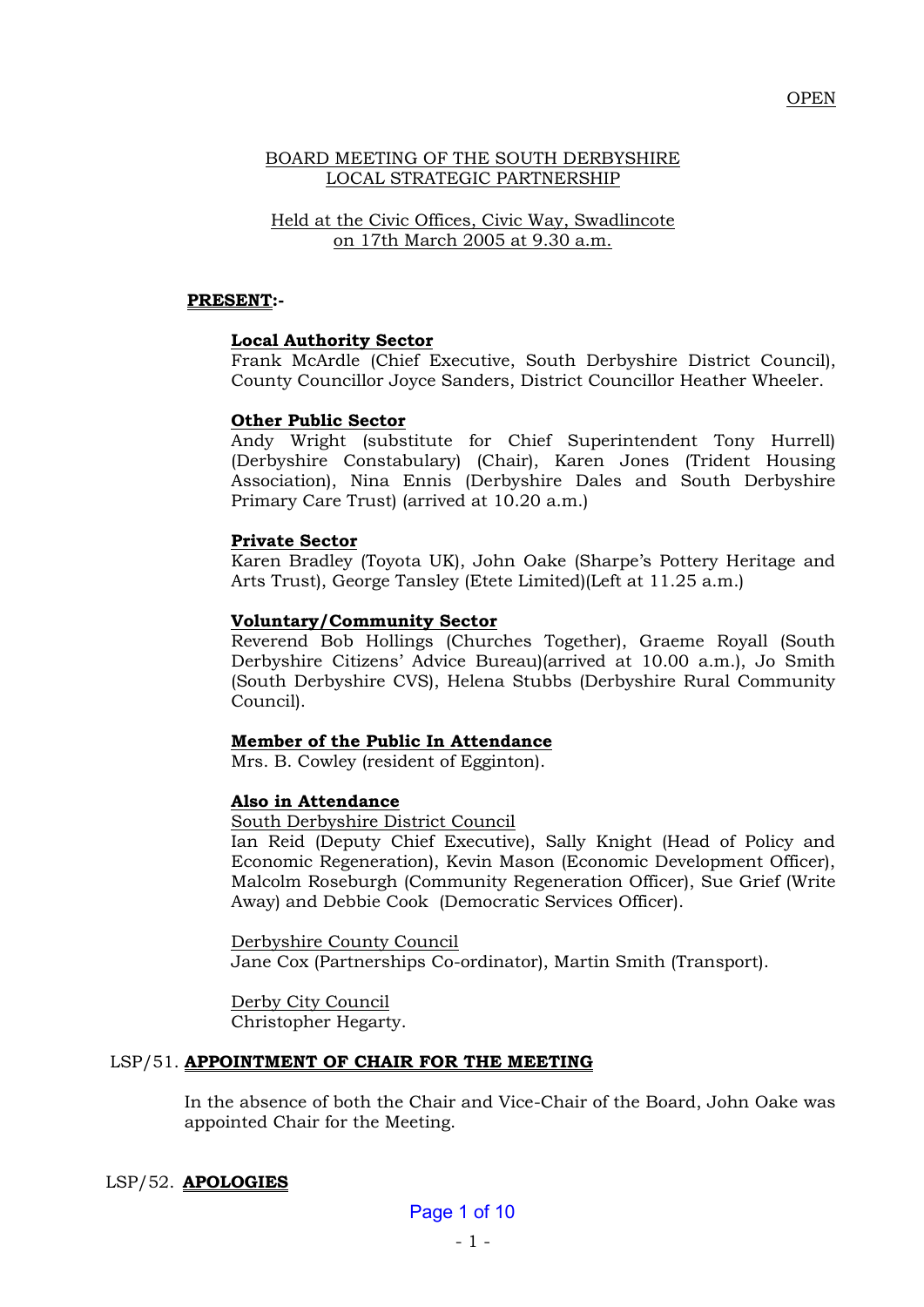OPEN

BOARD MEETING OF THE SOUTH DERBYSHIRE LOCAL STRATEGIC PARTNERSHIP

Held at the Civic Offices, Civic Way, Swadlincote on 17th March 2005 at 9.30 a.m.

**PRESENT:-**

**Local Authority Sector**
Frank McArdle (Chief Executive, South Derbyshire District Council), County Councillor Joyce Sanders, District Councillor Heather Wheeler.

**Other Public Sector**
Andy Wright (substitute for Chief Superintendent Tony Hurrell) (Derbyshire Constabulary) (Chair), Karen Jones (Trident Housing Association), Nina Ennis (Derbyshire Dales and South Derbyshire Primary Care Trust) (arrived at 10.20 a.m.)

**Private Sector**
Karen Bradley (Toyota UK), John Oake (Sharpe's Pottery Heritage and Arts Trust), George Tansley (Etete Limited)(Left at 11.25 a.m.)

**Voluntary/Community Sector**
Reverend Bob Hollings (Churches Together), Graeme Royall (South Derbyshire Citizens' Advice Bureau)(arrived at 10.00 a.m.), Jo Smith (South Derbyshire CVS), Helena Stubbs (Derbyshire Rural Community Council).

**Member of the Public In Attendance**
Mrs. B. Cowley (resident of Egginton).

**Also in Attendance**

South Derbyshire District Council
Ian Reid (Deputy Chief Executive), Sally Knight (Head of Policy and Economic Regeneration), Kevin Mason (Economic Development Officer), Malcolm Roseburgh (Community Regeneration Officer), Sue Grief (Write Away) and Debbie Cook (Democratic Services Officer).

Derbyshire County Council
Jane Cox (Partnerships Co-ordinator), Martin Smith (Transport).

Derby City Council
Christopher Hegarty.

LSP/51. **APPOINTMENT OF CHAIR FOR THE MEETING**

In the absence of both the Chair and Vice-Chair of the Board, John Oake was appointed Chair for the Meeting.

LSP/52. **APOLOGIES**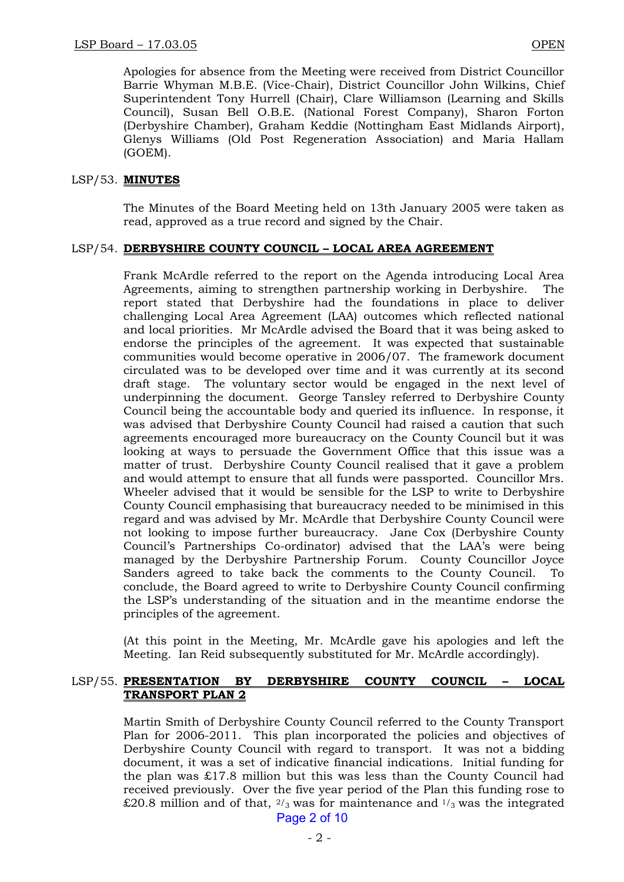Apologies for absence from the Meeting were received from District Councillor Barrie Whyman M.B.E. (Vice-Chair), District Councillor John Wilkins, Chief Superintendent Tony Hurrell (Chair), Clare Williamson (Learning and Skills Council), Susan Bell O.B.E. (National Forest Company), Sharon Forton (Derbyshire Chamber), Graham Keddie (Nottingham East Midlands Airport), Glenys Williams (Old Post Regeneration Association) and Maria Hallam (GOEM).

LSP/53. **MINUTES**

The Minutes of the Board Meeting held on 13th January 2005 were taken as read, approved as a true record and signed by the Chair.

LSP/54. **DERBYSHIRE COUNTY COUNCIL – LOCAL AREA AGREEMENT**

Frank McArdle referred to the report on the Agenda introducing Local Area Agreements, aiming to strengthen partnership working in Derbyshire. The report stated that Derbyshire had the foundations in place to deliver challenging Local Area Agreement (LAA) outcomes which reflected national and local priorities. Mr McArdle advised the Board that it was being asked to endorse the principles of the agreement. It was expected that sustainable communities would become operative in 2006/07. The framework document circulated was to be developed over time and it was currently at its second draft stage. The voluntary sector would be engaged in the next level of underpinning the document. George Tansley referred to Derbyshire County Council being the accountable body and queried its influence. In response, it was advised that Derbyshire County Council had raised a caution that such agreements encouraged more bureaucracy on the County Council but it was looking at ways to persuade the Government Office that this issue was a matter of trust. Derbyshire County Council realised that it gave a problem and would attempt to ensure that all funds were passported. Councillor Mrs. Wheeler advised that it would be sensible for the LSP to write to Derbyshire County Council emphasising that bureaucracy needed to be minimised in this regard and was advised by Mr. McArdle that Derbyshire County Council were not looking to impose further bureaucracy. Jane Cox (Derbyshire County Council's Partnerships Co-ordinator) advised that the LAA's were being managed by the Derbyshire Partnership Forum. County Councillor Joyce Sanders agreed to take back the comments to the County Council. To conclude, the Board agreed to write to Derbyshire County Council confirming the LSP's understanding of the situation and in the meantime endorse the principles of the agreement.

(At this point in the Meeting, Mr. McArdle gave his apologies and left the Meeting. Ian Reid subsequently substituted for Mr. McArdle accordingly).

LSP/55. **PRESENTATION BY DERBYSHIRE COUNTY COUNCIL – LOCAL TRANSPORT PLAN 2**

Martin Smith of Derbyshire County Council referred to the County Transport Plan for 2006-2011. This plan incorporated the policies and objectives of Derbyshire County Council with regard to transport. It was not a bidding document, it was a set of indicative financial indications. Initial funding for the plan was £17.8 million but this was less than the County Council had received previously. Over the five year period of the Plan this funding rose to £20.8 million and of that, $^{2}/_{3}$ was for maintenance and $^{1}/_{3}$ was the integrated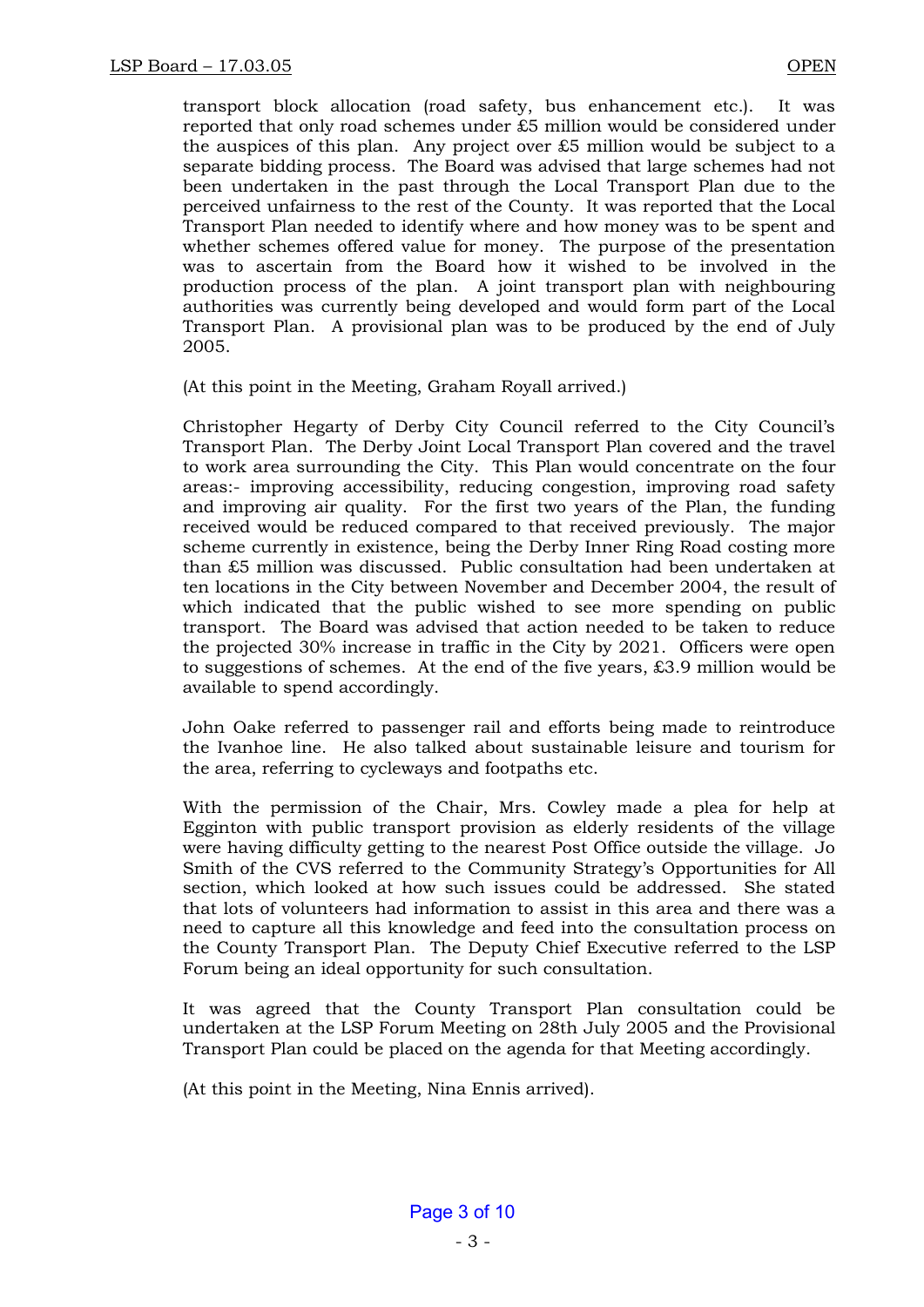transport block allocation (road safety, bus enhancement etc.). It was reported that only road schemes under £5 million would be considered under the auspices of this plan. Any project over £5 million would be subject to a separate bidding process. The Board was advised that large schemes had not been undertaken in the past through the Local Transport Plan due to the perceived unfairness to the rest of the County. It was reported that the Local Transport Plan needed to identify where and how money was to be spent and whether schemes offered value for money. The purpose of the presentation was to ascertain from the Board how it wished to be involved in the production process of the plan. A joint transport plan with neighbouring authorities was currently being developed and would form part of the Local Transport Plan. A provisional plan was to be produced by the end of July 2005.

(At this point in the Meeting, Graham Royall arrived.)

Christopher Hegarty of Derby City Council referred to the City Council's Transport Plan. The Derby Joint Local Transport Plan covered and the travel to work area surrounding the City. This Plan would concentrate on the four areas:- improving accessibility, reducing congestion, improving road safety and improving air quality. For the first two years of the Plan, the funding received would be reduced compared to that received previously. The major scheme currently in existence, being the Derby Inner Ring Road costing more than £5 million was discussed. Public consultation had been undertaken at ten locations in the City between November and December 2004, the result of which indicated that the public wished to see more spending on public transport. The Board was advised that action needed to be taken to reduce the projected 30% increase in traffic in the City by 2021. Officers were open to suggestions of schemes. At the end of the five years, £3.9 million would be available to spend accordingly.

John Oake referred to passenger rail and efforts being made to reintroduce the Ivanhoe line. He also talked about sustainable leisure and tourism for the area, referring to cycleways and footpaths etc.

With the permission of the Chair, Mrs. Cowley made a plea for help at Egginton with public transport provision as elderly residents of the village were having difficulty getting to the nearest Post Office outside the village. Jo Smith of the CVS referred to the Community Strategy's Opportunities for All section, which looked at how such issues could be addressed. She stated that lots of volunteers had information to assist in this area and there was a need to capture all this knowledge and feed into the consultation process on the County Transport Plan. The Deputy Chief Executive referred to the LSP Forum being an ideal opportunity for such consultation.

It was agreed that the County Transport Plan consultation could be undertaken at the LSP Forum Meeting on 28th July 2005 and the Provisional Transport Plan could be placed on the agenda for that Meeting accordingly.

(At this point in the Meeting, Nina Ennis arrived).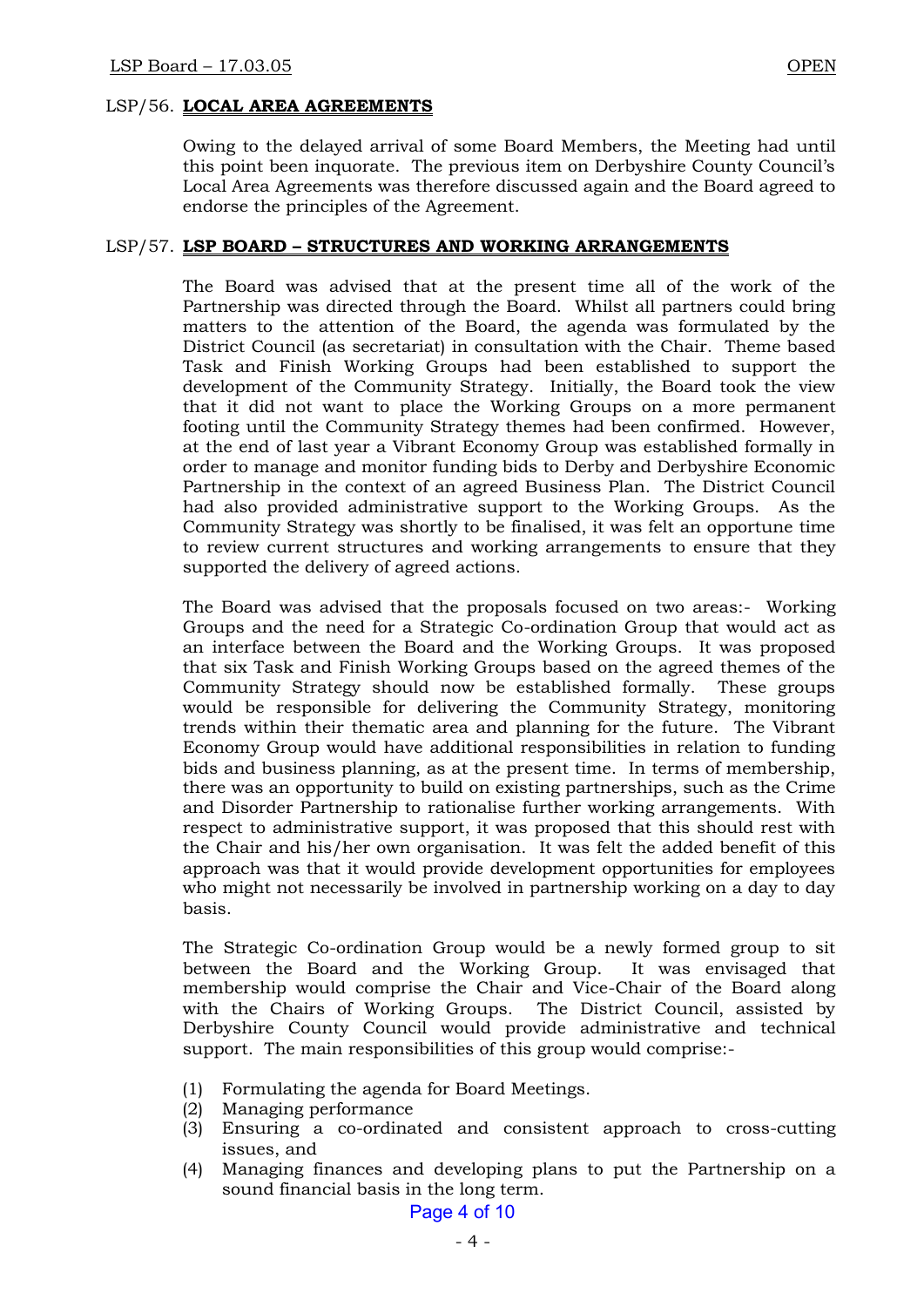LSP/56. **LOCAL AREA AGREEMENTS**

Owing to the delayed arrival of some Board Members, the Meeting had until this point been inquorate. The previous item on Derbyshire County Council's Local Area Agreements was therefore discussed again and the Board agreed to endorse the principles of the Agreement.

LSP/57. **LSP BOARD – STRUCTURES AND WORKING ARRANGEMENTS**

The Board was advised that at the present time all of the work of the Partnership was directed through the Board. Whilst all partners could bring matters to the attention of the Board, the agenda was formulated by the District Council (as secretariat) in consultation with the Chair. Theme based Task and Finish Working Groups had been established to support the development of the Community Strategy. Initially, the Board took the view that it did not want to place the Working Groups on a more permanent footing until the Community Strategy themes had been confirmed. However, at the end of last year a Vibrant Economy Group was established formally in order to manage and monitor funding bids to Derby and Derbyshire Economic Partnership in the context of an agreed Business Plan. The District Council had also provided administrative support to the Working Groups. As the Community Strategy was shortly to be finalised, it was felt an opportune time to review current structures and working arrangements to ensure that they supported the delivery of agreed actions.

The Board was advised that the proposals focused on two areas:- Working Groups and the need for a Strategic Co-ordination Group that would act as an interface between the Board and the Working Groups. It was proposed that six Task and Finish Working Groups based on the agreed themes of the Community Strategy should now be established formally. These groups would be responsible for delivering the Community Strategy, monitoring trends within their thematic area and planning for the future. The Vibrant Economy Group would have additional responsibilities in relation to funding bids and business planning, as at the present time. In terms of membership, there was an opportunity to build on existing partnerships, such as the Crime and Disorder Partnership to rationalise further working arrangements. With respect to administrative support, it was proposed that this should rest with the Chair and his/her own organisation. It was felt the added benefit of this approach was that it would provide development opportunities for employees who might not necessarily be involved in partnership working on a day to day basis.

The Strategic Co-ordination Group would be a newly formed group to sit between the Board and the Working Group. It was envisaged that membership would comprise the Chair and Vice-Chair of the Board along with the Chairs of Working Groups. The District Council, assisted by Derbyshire County Council would provide administrative and technical support. The main responsibilities of this group would comprise:-

(1) Formulating the agenda for Board Meetings.
(2) Managing performance
(3) Ensuring a co-ordinated and consistent approach to cross-cutting issues, and
(4) Managing finances and developing plans to put the Partnership on a sound financial basis in the long term.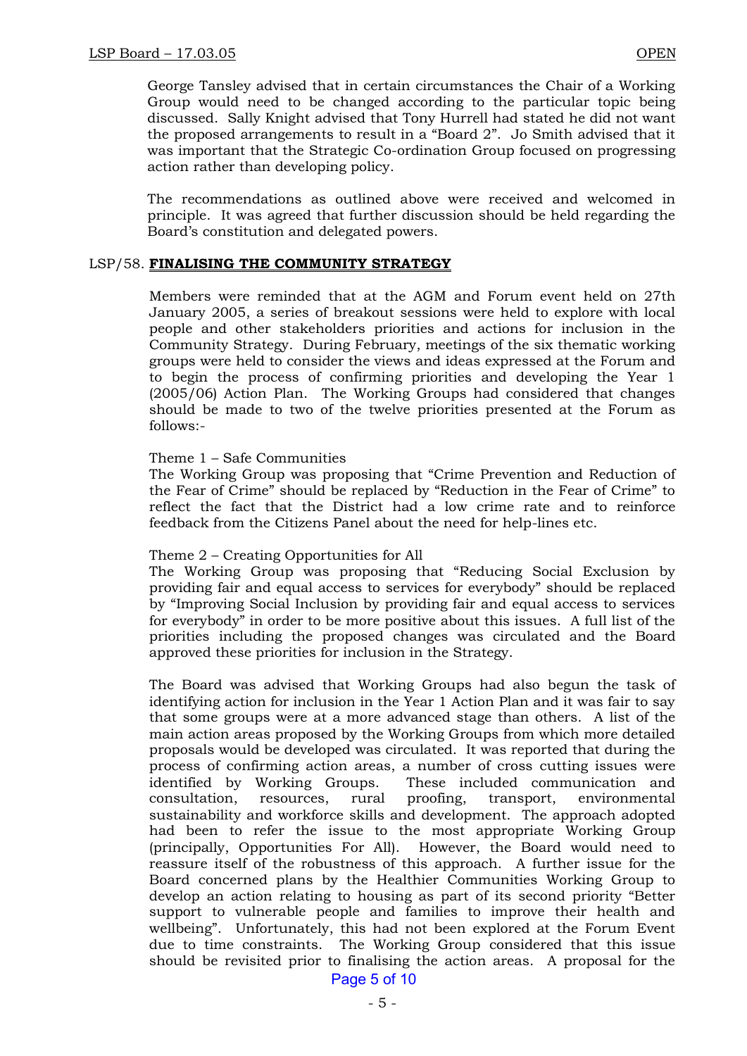George Tansley advised that in certain circumstances the Chair of a Working Group would need to be changed according to the particular topic being discussed. Sally Knight advised that Tony Hurrell had stated he did not want the proposed arrangements to result in a "Board 2". Jo Smith advised that it was important that the Strategic Co-ordination Group focused on progressing action rather than developing policy.

The recommendations as outlined above were received and welcomed in principle. It was agreed that further discussion should be held regarding the Board's constitution and delegated powers.

LSP/58. **FINALISING THE COMMUNITY STRATEGY**

Members were reminded that at the AGM and Forum event held on 27th January 2005, a series of breakout sessions were held to explore with local people and other stakeholders priorities and actions for inclusion in the Community Strategy. During February, meetings of the six thematic working groups were held to consider the views and ideas expressed at the Forum and to begin the process of confirming priorities and developing the Year 1 (2005/06) Action Plan. The Working Groups had considered that changes should be made to two of the twelve priorities presented at the Forum as follows:-

Theme 1 – Safe Communities
The Working Group was proposing that "Crime Prevention and Reduction of the Fear of Crime" should be replaced by "Reduction in the Fear of Crime" to reflect the fact that the District had a low crime rate and to reinforce feedback from the Citizens Panel about the need for help-lines etc.

Theme 2 – Creating Opportunities for All
The Working Group was proposing that "Reducing Social Exclusion by providing fair and equal access to services for everybody" should be replaced by "Improving Social Inclusion by providing fair and equal access to services for everybody" in order to be more positive about this issues. A full list of the priorities including the proposed changes was circulated and the Board approved these priorities for inclusion in the Strategy.

The Board was advised that Working Groups had also begun the task of identifying action for inclusion in the Year 1 Action Plan and it was fair to say that some groups were at a more advanced stage than others. A list of the main action areas proposed by the Working Groups from which more detailed proposals would be developed was circulated. It was reported that during the process of confirming action areas, a number of cross cutting issues were identified by Working Groups. These included communication and consultation, resources, rural proofing, transport, environmental sustainability and workforce skills and development. The approach adopted had been to refer the issue to the most appropriate Working Group (principally, Opportunities For All). However, the Board would need to reassure itself of the robustness of this approach. A further issue for the Board concerned plans by the Healthier Communities Working Group to develop an action relating to housing as part of its second priority "Better support to vulnerable people and families to improve their health and wellbeing". Unfortunately, this had not been explored at the Forum Event due to time constraints. The Working Group considered that this issue should be revisited prior to finalising the action areas. A proposal for the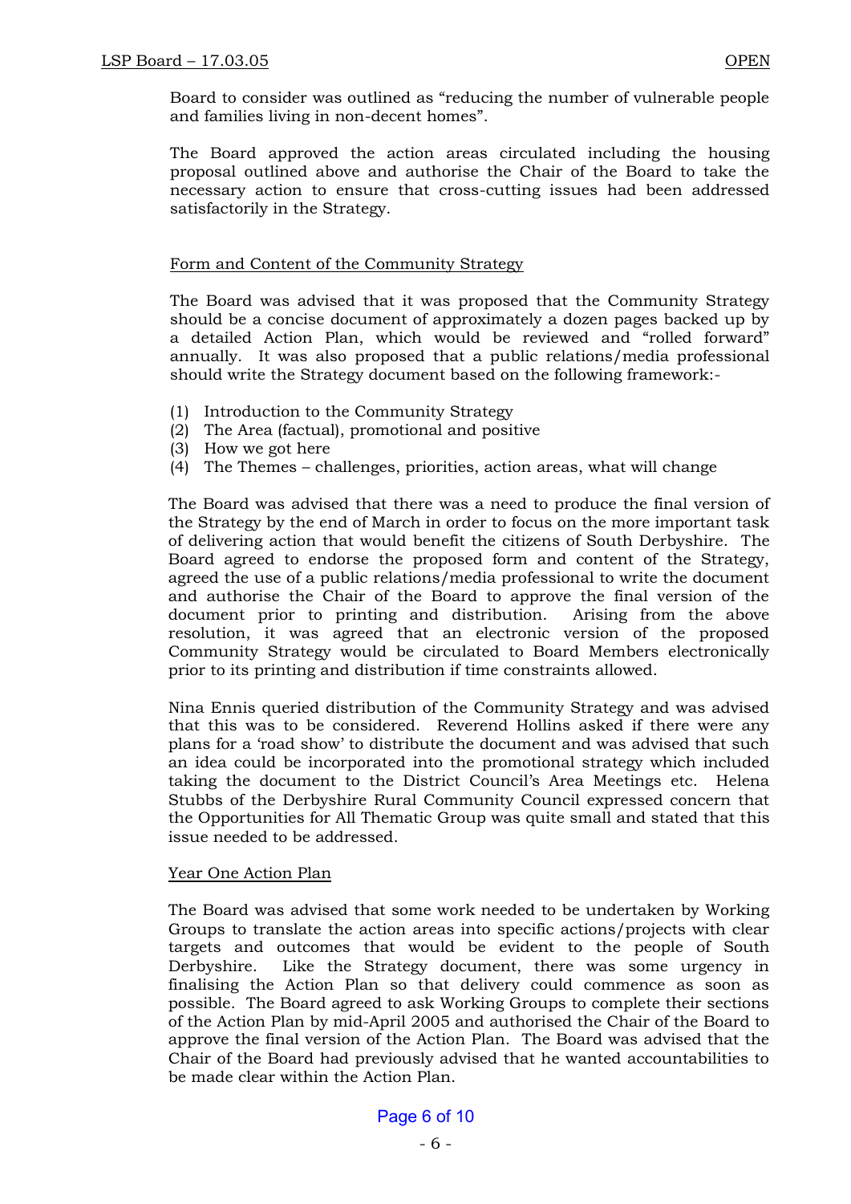Board to consider was outlined as "reducing the number of vulnerable people and families living in non-decent homes".

The Board approved the action areas circulated including the housing proposal outlined above and authorise the Chair of the Board to take the necessary action to ensure that cross-cutting issues had been addressed satisfactorily in the Strategy.

Form and Content of the Community Strategy

The Board was advised that it was proposed that the Community Strategy should be a concise document of approximately a dozen pages backed up by a detailed Action Plan, which would be reviewed and "rolled forward" annually. It was also proposed that a public relations/media professional should write the Strategy document based on the following framework:-

(1) Introduction to the Community Strategy
(2) The Area (factual), promotional and positive
(3) How we got here
(4) The Themes – challenges, priorities, action areas, what will change

The Board was advised that there was a need to produce the final version of the Strategy by the end of March in order to focus on the more important task of delivering action that would benefit the citizens of South Derbyshire. The Board agreed to endorse the proposed form and content of the Strategy, agreed the use of a public relations/media professional to write the document and authorise the Chair of the Board to approve the final version of the document prior to printing and distribution. Arising from the above resolution, it was agreed that an electronic version of the proposed Community Strategy would be circulated to Board Members electronically prior to its printing and distribution if time constraints allowed.

Nina Ennis queried distribution of the Community Strategy and was advised that this was to be considered. Reverend Hollins asked if there were any plans for a 'road show' to distribute the document and was advised that such an idea could be incorporated into the promotional strategy which included taking the document to the District Council's Area Meetings etc. Helena Stubbs of the Derbyshire Rural Community Council expressed concern that the Opportunities for All Thematic Group was quite small and stated that this issue needed to be addressed.

Year One Action Plan

The Board was advised that some work needed to be undertaken by Working Groups to translate the action areas into specific actions/projects with clear targets and outcomes that would be evident to the people of South Derbyshire. Like the Strategy document, there was some urgency in finalising the Action Plan so that delivery could commence as soon as possible. The Board agreed to ask Working Groups to complete their sections of the Action Plan by mid-April 2005 and authorised the Chair of the Board to approve the final version of the Action Plan. The Board was advised that the Chair of the Board had previously advised that he wanted accountabilities to be made clear within the Action Plan.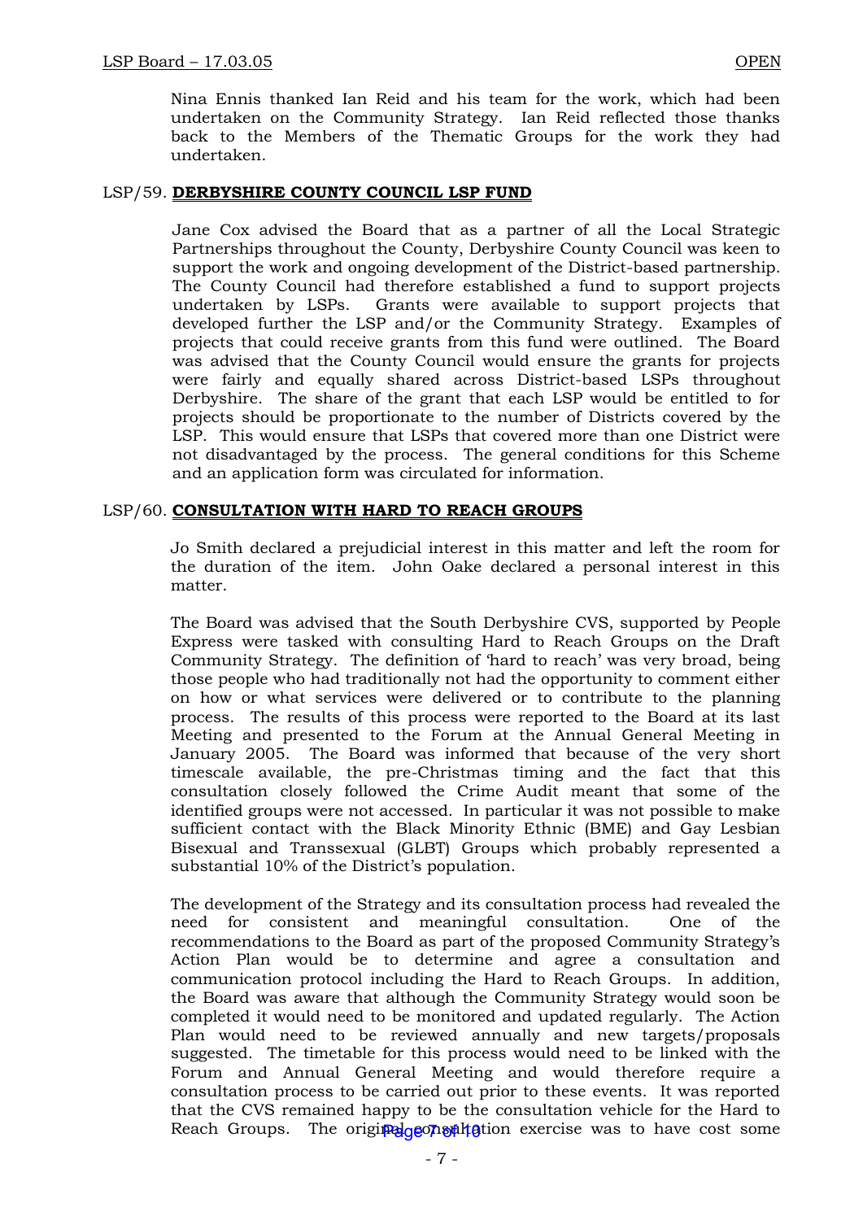Nina Ennis thanked Ian Reid and his team for the work, which had been undertaken on the Community Strategy. Ian Reid reflected those thanks back to the Members of the Thematic Groups for the work they had undertaken.

LSP/59. **DERBYSHIRE COUNTY COUNCIL LSP FUND**

Jane Cox advised the Board that as a partner of all the Local Strategic Partnerships throughout the County, Derbyshire County Council was keen to support the work and ongoing development of the District-based partnership. The County Council had therefore established a fund to support projects undertaken by LSPs. Grants were available to support projects that developed further the LSP and/or the Community Strategy. Examples of projects that could receive grants from this fund were outlined. The Board was advised that the County Council would ensure the grants for projects were fairly and equally shared across District-based LSPs throughout Derbyshire. The share of the grant that each LSP would be entitled to for projects should be proportionate to the number of Districts covered by the LSP. This would ensure that LSPs that covered more than one District were not disadvantaged by the process. The general conditions for this Scheme and an application form was circulated for information.

LSP/60. **CONSULTATION WITH HARD TO REACH GROUPS**

Jo Smith declared a prejudicial interest in this matter and left the room for the duration of the item. John Oake declared a personal interest in this matter.

The Board was advised that the South Derbyshire CVS, supported by People Express were tasked with consulting Hard to Reach Groups on the Draft Community Strategy. The definition of 'hard to reach' was very broad, being those people who had traditionally not had the opportunity to comment either on how or what services were delivered or to contribute to the planning process. The results of this process were reported to the Board at its last Meeting and presented to the Forum at the Annual General Meeting in January 2005. The Board was informed that because of the very short timescale available, the pre-Christmas timing and the fact that this consultation closely followed the Crime Audit meant that some of the identified groups were not accessed. In particular it was not possible to make sufficient contact with the Black Minority Ethnic (BME) and Gay Lesbian Bisexual and Transsexual (GLBT) Groups which probably represented a substantial 10% of the District's population.

The development of the Strategy and its consultation process had revealed the need for consistent and meaningful consultation. One of the recommendations to the Board as part of the proposed Community Strategy's Action Plan would be to determine and agree a consultation and communication protocol including the Hard to Reach Groups. In addition, the Board was aware that although the Community Strategy would soon be completed it would need to be monitored and updated regularly. The Action Plan would need to be reviewed annually and new targets/proposals suggested. The timetable for this process would need to be linked with the Forum and Annual General Meeting and would therefore require a consultation process to be carried out prior to these events. It was reported that the CVS remained happy to be the consultation vehicle for the Hard to Reach Groups. The original consultation exercise was to have cost some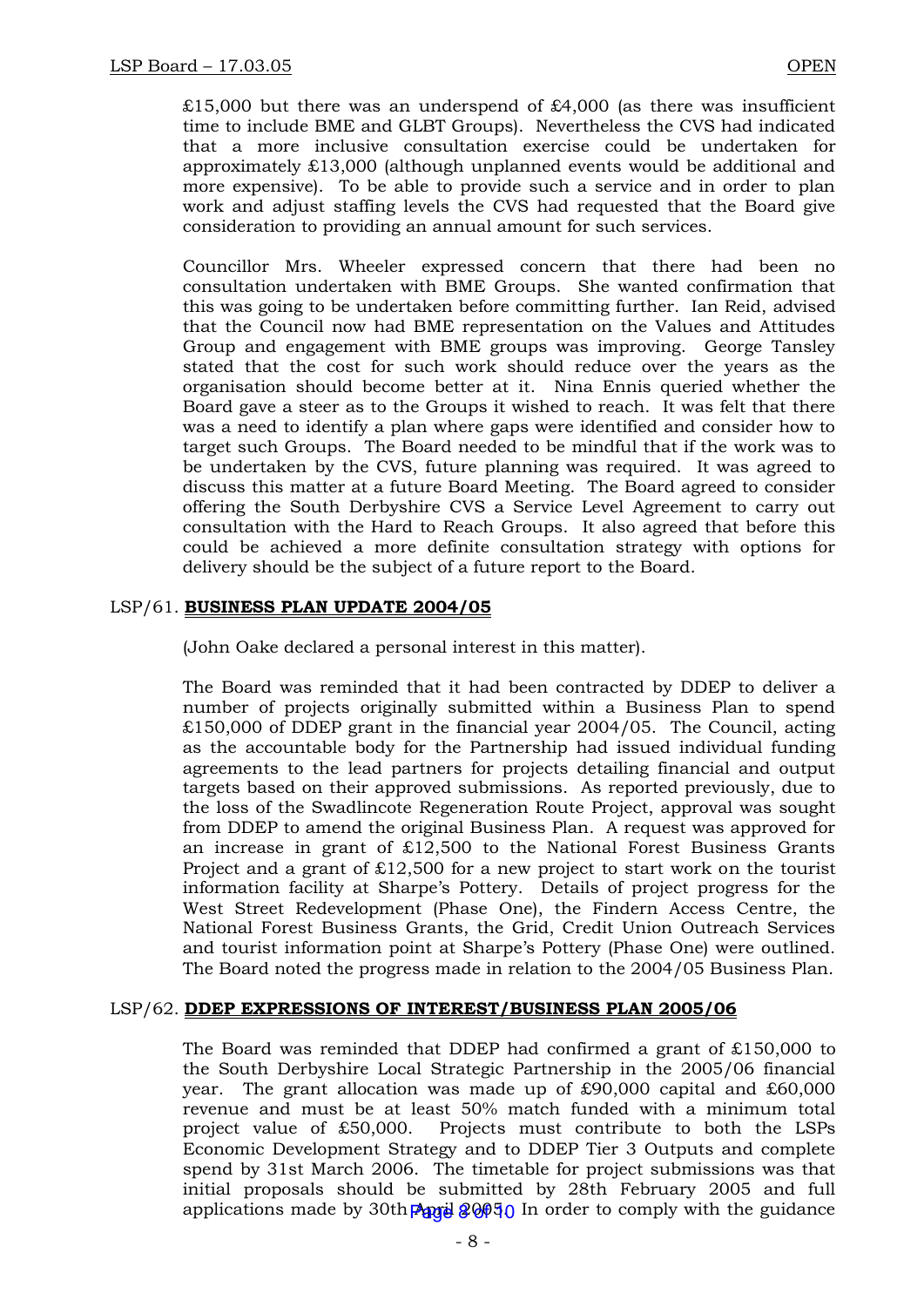£15,000 but there was an underspend of £4,000 (as there was insufficient time to include BME and GLBT Groups). Nevertheless the CVS had indicated that a more inclusive consultation exercise could be undertaken for approximately £13,000 (although unplanned events would be additional and more expensive). To be able to provide such a service and in order to plan work and adjust staffing levels the CVS had requested that the Board give consideration to providing an annual amount for such services.

Councillor Mrs. Wheeler expressed concern that there had been no consultation undertaken with BME Groups. She wanted confirmation that this was going to be undertaken before committing further. Ian Reid, advised that the Council now had BME representation on the Values and Attitudes Group and engagement with BME groups was improving. George Tansley stated that the cost for such work should reduce over the years as the organisation should become better at it. Nina Ennis queried whether the Board gave a steer as to the Groups it wished to reach. It was felt that there was a need to identify a plan where gaps were identified and consider how to target such Groups. The Board needed to be mindful that if the work was to be undertaken by the CVS, future planning was required. It was agreed to discuss this matter at a future Board Meeting. The Board agreed to consider offering the South Derbyshire CVS a Service Level Agreement to carry out consultation with the Hard to Reach Groups. It also agreed that before this could be achieved a more definite consultation strategy with options for delivery should be the subject of a future report to the Board.

## LSP/61. **BUSINESS PLAN UPDATE 2004/05**

(John Oake declared a personal interest in this matter).

The Board was reminded that it had been contracted by DDEP to deliver a number of projects originally submitted within a Business Plan to spend £150,000 of DDEP grant in the financial year 2004/05. The Council, acting as the accountable body for the Partnership had issued individual funding agreements to the lead partners for projects detailing financial and output targets based on their approved submissions. As reported previously, due to the loss of the Swadlincote Regeneration Route Project, approval was sought from DDEP to amend the original Business Plan. A request was approved for an increase in grant of £12,500 to the National Forest Business Grants Project and a grant of £12,500 for a new project to start work on the tourist information facility at Sharpe's Pottery. Details of project progress for the West Street Redevelopment (Phase One), the Findern Access Centre, the National Forest Business Grants, the Grid, Credit Union Outreach Services and tourist information point at Sharpe's Pottery (Phase One) were outlined. The Board noted the progress made in relation to the 2004/05 Business Plan.

## LSP/62. **DDEP EXPRESSIONS OF INTEREST/BUSINESS PLAN 2005/06**

The Board was reminded that DDEP had confirmed a grant of £150,000 to the South Derbyshire Local Strategic Partnership in the 2005/06 financial year. The grant allocation was made up of £90,000 capital and £60,000 revenue and must be at least 50% match funded with a minimum total project value of £50,000. Projects must contribute to both the LSPs Economic Development Strategy and to DDEP Tier 3 Outputs and complete spend by 31st March 2006. The timetable for project submissions was that initial proposals should be submitted by 28th February 2005 and full applications made by 30th April 2005. In order to comply with the guidance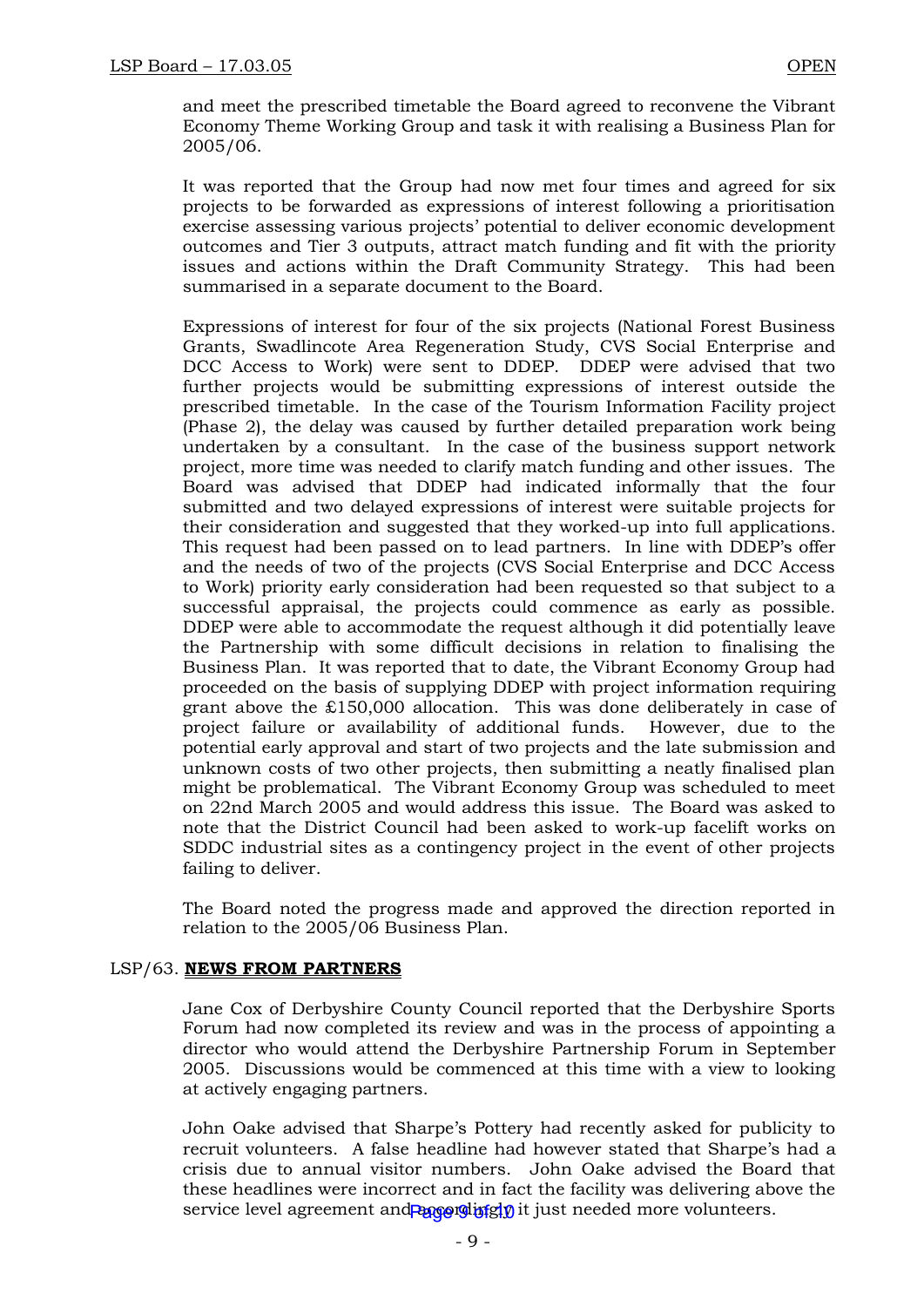and meet the prescribed timetable the Board agreed to reconvene the Vibrant Economy Theme Working Group and task it with realising a Business Plan for 2005/06.

It was reported that the Group had now met four times and agreed for six projects to be forwarded as expressions of interest following a prioritisation exercise assessing various projects' potential to deliver economic development outcomes and Tier 3 outputs, attract match funding and fit with the priority issues and actions within the Draft Community Strategy. This had been summarised in a separate document to the Board.

Expressions of interest for four of the six projects (National Forest Business Grants, Swadlincote Area Regeneration Study, CVS Social Enterprise and DCC Access to Work) were sent to DDEP. DDEP were advised that two further projects would be submitting expressions of interest outside the prescribed timetable. In the case of the Tourism Information Facility project (Phase 2), the delay was caused by further detailed preparation work being undertaken by a consultant. In the case of the business support network project, more time was needed to clarify match funding and other issues. The Board was advised that DDEP had indicated informally that the four submitted and two delayed expressions of interest were suitable projects for their consideration and suggested that they worked-up into full applications. This request had been passed on to lead partners. In line with DDEP's offer and the needs of two of the projects (CVS Social Enterprise and DCC Access to Work) priority early consideration had been requested so that subject to a successful appraisal, the projects could commence as early as possible. DDEP were able to accommodate the request although it did potentially leave the Partnership with some difficult decisions in relation to finalising the Business Plan. It was reported that to date, the Vibrant Economy Group had proceeded on the basis of supplying DDEP with project information requiring grant above the £150,000 allocation. This was done deliberately in case of project failure or availability of additional funds. However, due to the potential early approval and start of two projects and the late submission and unknown costs of two other projects, then submitting a neatly finalised plan might be problematical. The Vibrant Economy Group was scheduled to meet on 22nd March 2005 and would address this issue. The Board was asked to note that the District Council had been asked to work-up facelift works on SDDC industrial sites as a contingency project in the event of other projects failing to deliver.

The Board noted the progress made and approved the direction reported in relation to the 2005/06 Business Plan.

## LSP/63. **NEWS FROM PARTNERS**

Jane Cox of Derbyshire County Council reported that the Derbyshire Sports Forum had now completed its review and was in the process of appointing a director who would attend the Derbyshire Partnership Forum in September 2005. Discussions would be commenced at this time with a view to looking at actively engaging partners.

John Oake advised that Sharpe's Pottery had recently asked for publicity to recruit volunteers. A false headline had however stated that Sharpe's had a crisis due to annual visitor numbers. John Oake advised the Board that these headlines were incorrect and in fact the facility was delivering above the service level agreement and accordingly it just needed more volunteers.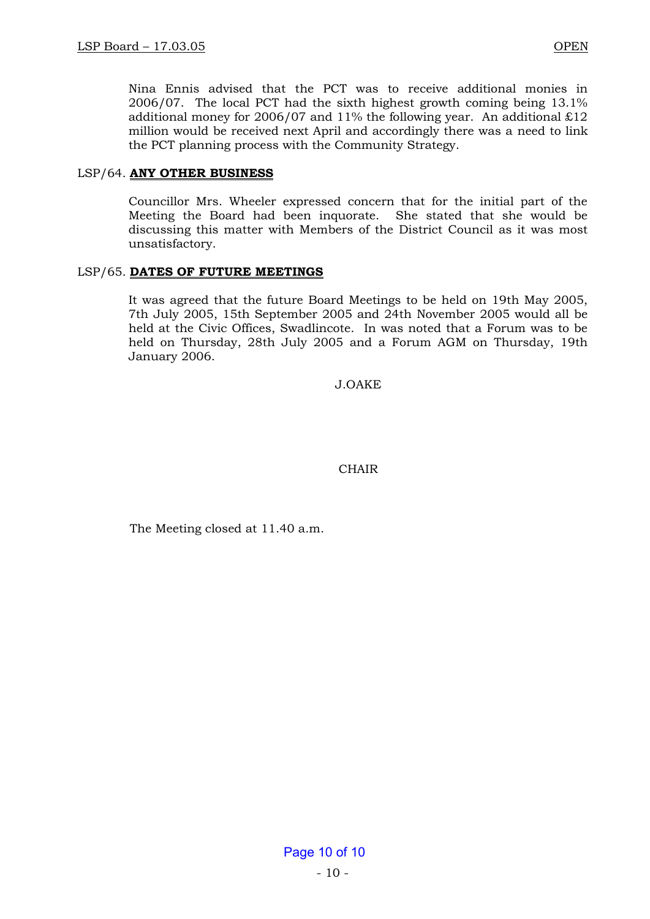Nina Ennis advised that the PCT was to receive additional monies in 2006/07. The local PCT had the sixth highest growth coming being 13.1% additional money for 2006/07 and 11% the following year. An additional £12 million would be received next April and accordingly there was a need to link the PCT planning process with the Community Strategy.

LSP/64. **ANY OTHER BUSINESS**

Councillor Mrs. Wheeler expressed concern that for the initial part of the Meeting the Board had been inquorate. She stated that she would be discussing this matter with Members of the District Council as it was most unsatisfactory.

LSP/65. **DATES OF FUTURE MEETINGS**

It was agreed that the future Board Meetings to be held on 19th May 2005, 7th July 2005, 15th September 2005 and 24th November 2005 would all be held at the Civic Offices, Swadlincote. In was noted that a Forum was to be held on Thursday, 28th July 2005 and a Forum AGM on Thursday, 19th January 2006.

J.OAKE

CHAIR

The Meeting closed at 11.40 a.m.